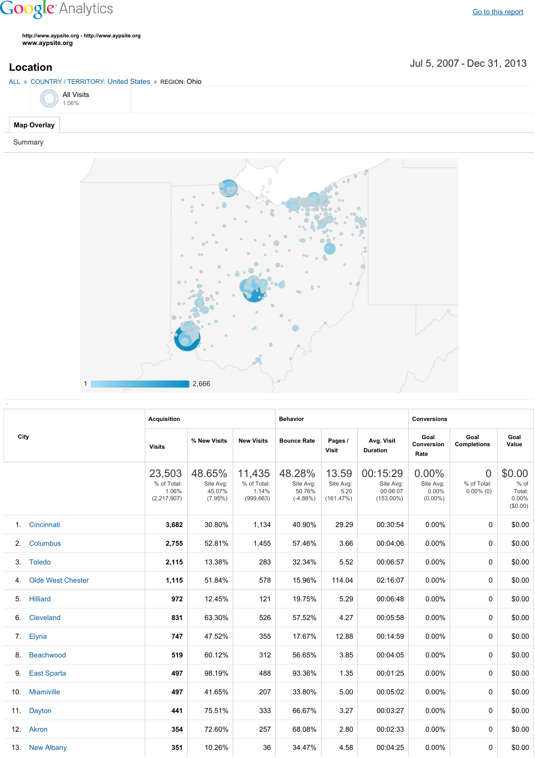Google Analytics

Go to this report

http://www.aypsite.org - http://www.aypsite.org
**www.aypsite.org**

## Location

Jul 5, 2007 - Dec 31, 2013

ALL » COUNTRY / TERRITORY: United States » REGION: Ohio

All Visits
1.06%

**Map Overlay**

Summary

1 — 2,666

| City | Acquisition | | | Behavior | | | Conversions | | |
|---|---|---|---|---|---|---|---|---|---|
| | Visits | % New Visits | New Visits | Bounce Rate | Pages / Visit | Avg. Visit Duration | Goal Conversion Rate | Goal Completions | Goal Value |
| | 23,503 % of Total: 1.06% (2,217,907) | 48.65% Site Avg: 45.07% (7.95%) | 11,435 % of Total: 1.14% (999,663) | 48.28% Site Avg: 50.76% (-4.88%) | 13.59 Site Avg: 5.20 (161.47%) | 00:15:29 Site Avg: 00:06:07 (153.00%) | 0.00% Site Avg: 0.00% (0.00%) | 0 % of Total: 0.00% (0) | $0.00 % of Total: 0.00% ($0.00) |
| 1. Cincinnati | 3,682 | 30.80% | 1,134 | 40.90% | 29.29 | 00:30:54 | 0.00% | 0 | $0.00 |
| 2. Columbus | 2,755 | 52.81% | 1,455 | 57.46% | 3.66 | 00:04:06 | 0.00% | 0 | $0.00 |
| 3. Toledo | 2,115 | 13.38% | 283 | 32.34% | 5.52 | 00:06:57 | 0.00% | 0 | $0.00 |
| 4. Olde West Chester | 1,115 | 51.84% | 578 | 15.96% | 114.04 | 02:16:07 | 0.00% | 0 | $0.00 |
| 5. Hilliard | 972 | 12.45% | 121 | 19.75% | 5.29 | 00:06:48 | 0.00% | 0 | $0.00 |
| 6. Cleveland | 831 | 63.30% | 526 | 57.52% | 4.27 | 00:05:58 | 0.00% | 0 | $0.00 |
| 7. Elyria | 747 | 47.52% | 355 | 17.67% | 12.88 | 00:14:59 | 0.00% | 0 | $0.00 |
| 8. Beachwood | 519 | 60.12% | 312 | 56.65% | 3.85 | 00:04:05 | 0.00% | 0 | $0.00 |
| 9. East Sparta | 497 | 98.19% | 488 | 93.36% | 1.35 | 00:01:25 | 0.00% | 0 | $0.00 |
| 10. Miamiville | 497 | 41.65% | 207 | 33.80% | 5.00 | 00:05:02 | 0.00% | 0 | $0.00 |
| 11. Dayton | 441 | 75.51% | 333 | 66.67% | 3.27 | 00:03:27 | 0.00% | 0 | $0.00 |
| 12. Akron | 354 | 72.60% | 257 | 68.08% | 2.80 | 00:02:33 | 0.00% | 0 | $0.00 |
| 13. New Albany | 351 | 10.26% | 36 | 34.47% | 4.58 | 00:04:25 | 0.00% | 0 | $0.00 |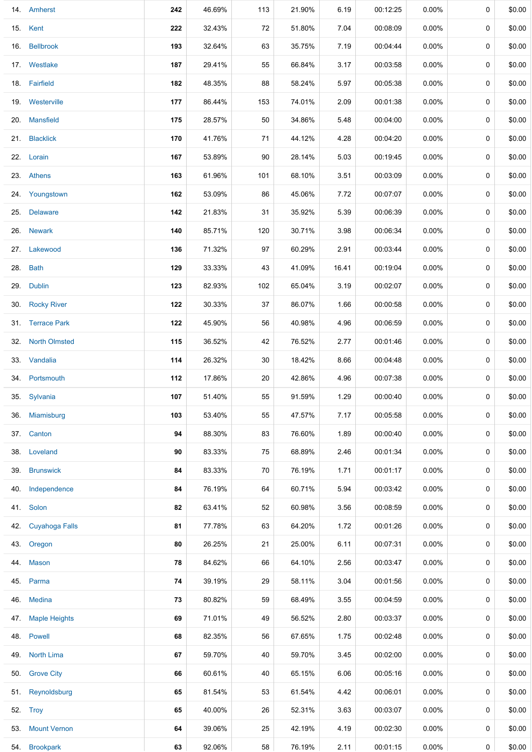| | | | | | | | | | | |
|---|---|---|---|---|---|---|---|---|---|---|
| 14. | Amherst | **242** | 46.69% | 113 | 21.90% | 6.19 | 00:12:25 | 0.00% | 0 | $0.00 |
| 15. | Kent | **222** | 32.43% | 72 | 51.80% | 7.04 | 00:08:09 | 0.00% | 0 | $0.00 |
| 16. | Bellbrook | **193** | 32.64% | 63 | 35.75% | 7.19 | 00:04:44 | 0.00% | 0 | $0.00 |
| 17. | Westlake | **187** | 29.41% | 55 | 66.84% | 3.17 | 00:03:58 | 0.00% | 0 | $0.00 |
| 18. | Fairfield | **182** | 48.35% | 88 | 58.24% | 5.97 | 00:05:38 | 0.00% | 0 | $0.00 |
| 19. | Westerville | **177** | 86.44% | 153 | 74.01% | 2.09 | 00:01:38 | 0.00% | 0 | $0.00 |
| 20. | Mansfield | **175** | 28.57% | 50 | 34.86% | 5.48 | 00:04:00 | 0.00% | 0 | $0.00 |
| 21. | Blacklick | **170** | 41.76% | 71 | 44.12% | 4.28 | 00:04:20 | 0.00% | 0 | $0.00 |
| 22. | Lorain | **167** | 53.89% | 90 | 28.14% | 5.03 | 00:19:45 | 0.00% | 0 | $0.00 |
| 23. | Athens | **163** | 61.96% | 101 | 68.10% | 3.51 | 00:03:09 | 0.00% | 0 | $0.00 |
| 24. | Youngstown | **162** | 53.09% | 86 | 45.06% | 7.72 | 00:07:07 | 0.00% | 0 | $0.00 |
| 25. | Delaware | **142** | 21.83% | 31 | 35.92% | 5.39 | 00:06:39 | 0.00% | 0 | $0.00 |
| 26. | Newark | **140** | 85.71% | 120 | 30.71% | 3.98 | 00:06:34 | 0.00% | 0 | $0.00 |
| 27. | Lakewood | **136** | 71.32% | 97 | 60.29% | 2.91 | 00:03:44 | 0.00% | 0 | $0.00 |
| 28. | Bath | **129** | 33.33% | 43 | 41.09% | 16.41 | 00:19:04 | 0.00% | 0 | $0.00 |
| 29. | Dublin | **123** | 82.93% | 102 | 65.04% | 3.19 | 00:02:07 | 0.00% | 0 | $0.00 |
| 30. | Rocky River | **122** | 30.33% | 37 | 86.07% | 1.66 | 00:00:58 | 0.00% | 0 | $0.00 |
| 31. | Terrace Park | **122** | 45.90% | 56 | 40.98% | 4.96 | 00:06:59 | 0.00% | 0 | $0.00 |
| 32. | North Olmsted | **115** | 36.52% | 42 | 76.52% | 2.77 | 00:01:46 | 0.00% | 0 | $0.00 |
| 33. | Vandalia | **114** | 26.32% | 30 | 18.42% | 8.66 | 00:04:48 | 0.00% | 0 | $0.00 |
| 34. | Portsmouth | **112** | 17.86% | 20 | 42.86% | 4.96 | 00:07:38 | 0.00% | 0 | $0.00 |
| 35. | Sylvania | **107** | 51.40% | 55 | 91.59% | 1.29 | 00:00:40 | 0.00% | 0 | $0.00 |
| 36. | Miamisburg | **103** | 53.40% | 55 | 47.57% | 7.17 | 00:05:58 | 0.00% | 0 | $0.00 |
| 37. | Canton | **94** | 88.30% | 83 | 76.60% | 1.89 | 00:00:40 | 0.00% | 0 | $0.00 |
| 38. | Loveland | **90** | 83.33% | 75 | 68.89% | 2.46 | 00:01:34 | 0.00% | 0 | $0.00 |
| 39. | Brunswick | **84** | 83.33% | 70 | 76.19% | 1.71 | 00:01:17 | 0.00% | 0 | $0.00 |
| 40. | Independence | **84** | 76.19% | 64 | 60.71% | 5.94 | 00:03:42 | 0.00% | 0 | $0.00 |
| 41. | Solon | **82** | 63.41% | 52 | 60.98% | 3.56 | 00:08:59 | 0.00% | 0 | $0.00 |
| 42. | Cuyahoga Falls | **81** | 77.78% | 63 | 64.20% | 1.72 | 00:01:26 | 0.00% | 0 | $0.00 |
| 43. | Oregon | **80** | 26.25% | 21 | 25.00% | 6.11 | 00:07:31 | 0.00% | 0 | $0.00 |
| 44. | Mason | **78** | 84.62% | 66 | 64.10% | 2.56 | 00:03:47 | 0.00% | 0 | $0.00 |
| 45. | Parma | **74** | 39.19% | 29 | 58.11% | 3.04 | 00:01:56 | 0.00% | 0 | $0.00 |
| 46. | Medina | **73** | 80.82% | 59 | 68.49% | 3.55 | 00:04:59 | 0.00% | 0 | $0.00 |
| 47. | Maple Heights | **69** | 71.01% | 49 | 56.52% | 2.80 | 00:03:37 | 0.00% | 0 | $0.00 |
| 48. | Powell | **68** | 82.35% | 56 | 67.65% | 1.75 | 00:02:48 | 0.00% | 0 | $0.00 |
| 49. | North Lima | **67** | 59.70% | 40 | 59.70% | 3.45 | 00:02:00 | 0.00% | 0 | $0.00 |
| 50. | Grove City | **66** | 60.61% | 40 | 65.15% | 6.06 | 00:05:16 | 0.00% | 0 | $0.00 |
| 51. | Reynoldsburg | **65** | 81.54% | 53 | 61.54% | 4.42 | 00:06:01 | 0.00% | 0 | $0.00 |
| 52. | Troy | **65** | 40.00% | 26 | 52.31% | 3.63 | 00:03:07 | 0.00% | 0 | $0.00 |
| 53. | Mount Vernon | **64** | 39.06% | 25 | 42.19% | 4.19 | 00:02:30 | 0.00% | 0 | $0.00 |
| 54. | Brookpark | **63** | 92.06% | 58 | 76.19% | 2.11 | 00:01:15 | 0.00% | 0 | $0.00 |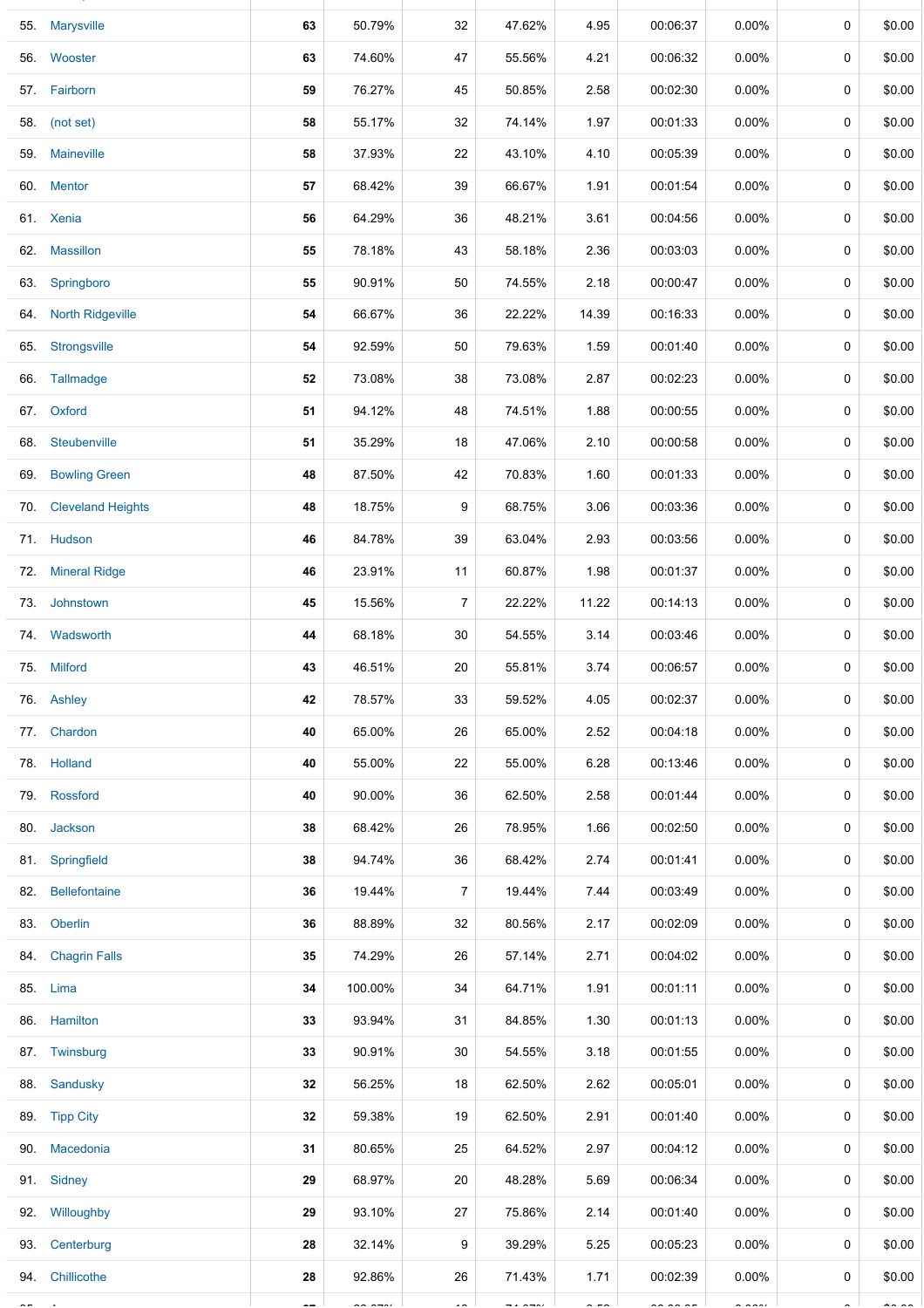| | | | | | | | | | |
|---|---|---|---|---|---|---|---|---|---|
| 55. | Marysville | 63 | 50.79% | 32 | 47.62% | 4.95 | 00:06:37 | 0.00% | 0 | $0.00 |
| 56. | Wooster | 63 | 74.60% | 47 | 55.56% | 4.21 | 00:06:32 | 0.00% | 0 | $0.00 |
| 57. | Fairborn | 59 | 76.27% | 45 | 50.85% | 2.58 | 00:02:30 | 0.00% | 0 | $0.00 |
| 58. | (not set) | 58 | 55.17% | 32 | 74.14% | 1.97 | 00:01:33 | 0.00% | 0 | $0.00 |
| 59. | Maineville | 58 | 37.93% | 22 | 43.10% | 4.10 | 00:05:39 | 0.00% | 0 | $0.00 |
| 60. | Mentor | 57 | 68.42% | 39 | 66.67% | 1.91 | 00:01:54 | 0.00% | 0 | $0.00 |
| 61. | Xenia | 56 | 64.29% | 36 | 48.21% | 3.61 | 00:04:56 | 0.00% | 0 | $0.00 |
| 62. | Massillon | 55 | 78.18% | 43 | 58.18% | 2.36 | 00:03:03 | 0.00% | 0 | $0.00 |
| 63. | Springboro | 55 | 90.91% | 50 | 74.55% | 2.18 | 00:00:47 | 0.00% | 0 | $0.00 |
| 64. | North Ridgeville | 54 | 66.67% | 36 | 22.22% | 14.39 | 00:16:33 | 0.00% | 0 | $0.00 |
| 65. | Strongsville | 54 | 92.59% | 50 | 79.63% | 1.59 | 00:01:40 | 0.00% | 0 | $0.00 |
| 66. | Tallmadge | 52 | 73.08% | 38 | 73.08% | 2.87 | 00:02:23 | 0.00% | 0 | $0.00 |
| 67. | Oxford | 51 | 94.12% | 48 | 74.51% | 1.88 | 00:00:55 | 0.00% | 0 | $0.00 |
| 68. | Steubenville | 51 | 35.29% | 18 | 47.06% | 2.10 | 00:00:58 | 0.00% | 0 | $0.00 |
| 69. | Bowling Green | 48 | 87.50% | 42 | 70.83% | 1.60 | 00:01:33 | 0.00% | 0 | $0.00 |
| 70. | Cleveland Heights | 48 | 18.75% | 9 | 68.75% | 3.06 | 00:03:36 | 0.00% | 0 | $0.00 |
| 71. | Hudson | 46 | 84.78% | 39 | 63.04% | 2.93 | 00:03:56 | 0.00% | 0 | $0.00 |
| 72. | Mineral Ridge | 46 | 23.91% | 11 | 60.87% | 1.98 | 00:01:37 | 0.00% | 0 | $0.00 |
| 73. | Johnstown | 45 | 15.56% | 7 | 22.22% | 11.22 | 00:14:13 | 0.00% | 0 | $0.00 |
| 74. | Wadsworth | 44 | 68.18% | 30 | 54.55% | 3.14 | 00:03:46 | 0.00% | 0 | $0.00 |
| 75. | Milford | 43 | 46.51% | 20 | 55.81% | 3.74 | 00:06:57 | 0.00% | 0 | $0.00 |
| 76. | Ashley | 42 | 78.57% | 33 | 59.52% | 4.05 | 00:02:37 | 0.00% | 0 | $0.00 |
| 77. | Chardon | 40 | 65.00% | 26 | 65.00% | 2.52 | 00:04:18 | 0.00% | 0 | $0.00 |
| 78. | Holland | 40 | 55.00% | 22 | 55.00% | 6.28 | 00:13:46 | 0.00% | 0 | $0.00 |
| 79. | Rossford | 40 | 90.00% | 36 | 62.50% | 2.58 | 00:01:44 | 0.00% | 0 | $0.00 |
| 80. | Jackson | 38 | 68.42% | 26 | 78.95% | 1.66 | 00:02:50 | 0.00% | 0 | $0.00 |
| 81. | Springfield | 38 | 94.74% | 36 | 68.42% | 2.74 | 00:01:41 | 0.00% | 0 | $0.00 |
| 82. | Bellefontaine | 36 | 19.44% | 7 | 19.44% | 7.44 | 00:03:49 | 0.00% | 0 | $0.00 |
| 83. | Oberlin | 36 | 88.89% | 32 | 80.56% | 2.17 | 00:02:09 | 0.00% | 0 | $0.00 |
| 84. | Chagrin Falls | 35 | 74.29% | 26 | 57.14% | 2.71 | 00:04:02 | 0.00% | 0 | $0.00 |
| 85. | Lima | 34 | 100.00% | 34 | 64.71% | 1.91 | 00:01:11 | 0.00% | 0 | $0.00 |
| 86. | Hamilton | 33 | 93.94% | 31 | 84.85% | 1.30 | 00:01:13 | 0.00% | 0 | $0.00 |
| 87. | Twinsburg | 33 | 90.91% | 30 | 54.55% | 3.18 | 00:01:55 | 0.00% | 0 | $0.00 |
| 88. | Sandusky | 32 | 56.25% | 18 | 62.50% | 2.62 | 00:05:01 | 0.00% | 0 | $0.00 |
| 89. | Tipp City | 32 | 59.38% | 19 | 62.50% | 2.91 | 00:01:40 | 0.00% | 0 | $0.00 |
| 90. | Macedonia | 31 | 80.65% | 25 | 64.52% | 2.97 | 00:04:12 | 0.00% | 0 | $0.00 |
| 91. | Sidney | 29 | 68.97% | 20 | 48.28% | 5.69 | 00:06:34 | 0.00% | 0 | $0.00 |
| 92. | Willoughby | 29 | 93.10% | 27 | 75.86% | 2.14 | 00:01:40 | 0.00% | 0 | $0.00 |
| 93. | Centerburg | 28 | 32.14% | 9 | 39.29% | 5.25 | 00:05:23 | 0.00% | 0 | $0.00 |
| 94. | Chillicothe | 28 | 92.86% | 26 | 71.43% | 1.71 | 00:02:39 | 0.00% | 0 | $0.00 |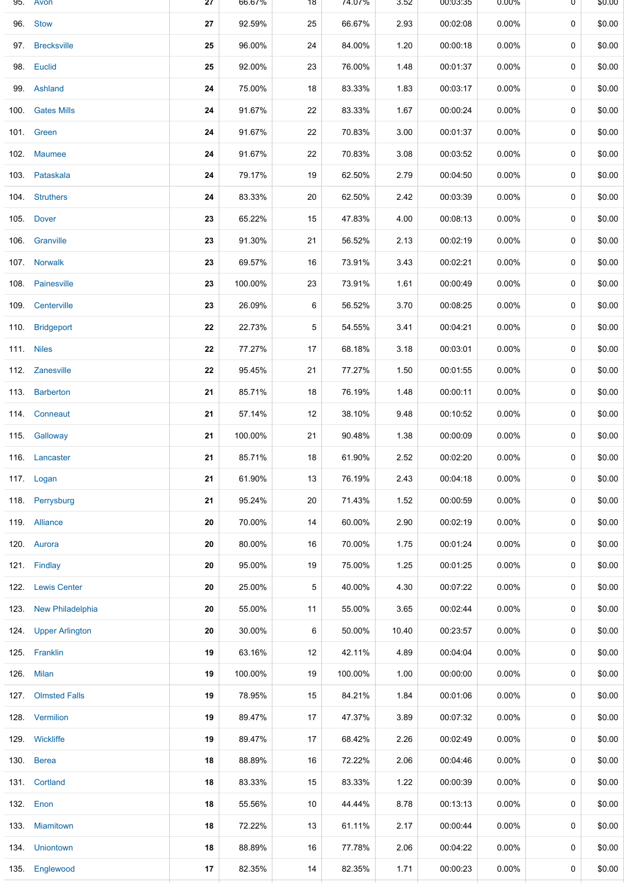| | | | | | | | | | | |
|---|---|---|---|---|---|---|---|---|---|---|
| 95. | Avon | 27 | 66.67% | 18 | 74.07% | 3.52 | 00:03:35 | 0.00% | 0 | $0.00 |
| 96. | Stow | 27 | 92.59% | 25 | 66.67% | 2.93 | 00:02:08 | 0.00% | 0 | $0.00 |
| 97. | Brecksville | 25 | 96.00% | 24 | 84.00% | 1.20 | 00:00:18 | 0.00% | 0 | $0.00 |
| 98. | Euclid | 25 | 92.00% | 23 | 76.00% | 1.48 | 00:01:37 | 0.00% | 0 | $0.00 |
| 99. | Ashland | 24 | 75.00% | 18 | 83.33% | 1.83 | 00:03:17 | 0.00% | 0 | $0.00 |
| 100. | Gates Mills | 24 | 91.67% | 22 | 83.33% | 1.67 | 00:00:24 | 0.00% | 0 | $0.00 |
| 101. | Green | 24 | 91.67% | 22 | 70.83% | 3.00 | 00:01:37 | 0.00% | 0 | $0.00 |
| 102. | Maumee | 24 | 91.67% | 22 | 70.83% | 3.08 | 00:03:52 | 0.00% | 0 | $0.00 |
| 103. | Pataskala | 24 | 79.17% | 19 | 62.50% | 2.79 | 00:04:50 | 0.00% | 0 | $0.00 |
| 104. | Struthers | 24 | 83.33% | 20 | 62.50% | 2.42 | 00:03:39 | 0.00% | 0 | $0.00 |
| 105. | Dover | 23 | 65.22% | 15 | 47.83% | 4.00 | 00:08:13 | 0.00% | 0 | $0.00 |
| 106. | Granville | 23 | 91.30% | 21 | 56.52% | 2.13 | 00:02:19 | 0.00% | 0 | $0.00 |
| 107. | Norwalk | 23 | 69.57% | 16 | 73.91% | 3.43 | 00:02:21 | 0.00% | 0 | $0.00 |
| 108. | Painesville | 23 | 100.00% | 23 | 73.91% | 1.61 | 00:00:49 | 0.00% | 0 | $0.00 |
| 109. | Centerville | 23 | 26.09% | 6 | 56.52% | 3.70 | 00:08:25 | 0.00% | 0 | $0.00 |
| 110. | Bridgeport | 22 | 22.73% | 5 | 54.55% | 3.41 | 00:04:21 | 0.00% | 0 | $0.00 |
| 111. | Niles | 22 | 77.27% | 17 | 68.18% | 3.18 | 00:03:01 | 0.00% | 0 | $0.00 |
| 112. | Zanesville | 22 | 95.45% | 21 | 77.27% | 1.50 | 00:01:55 | 0.00% | 0 | $0.00 |
| 113. | Barberton | 21 | 85.71% | 18 | 76.19% | 1.48 | 00:00:11 | 0.00% | 0 | $0.00 |
| 114. | Conneaut | 21 | 57.14% | 12 | 38.10% | 9.48 | 00:10:52 | 0.00% | 0 | $0.00 |
| 115. | Galloway | 21 | 100.00% | 21 | 90.48% | 1.38 | 00:00:09 | 0.00% | 0 | $0.00 |
| 116. | Lancaster | 21 | 85.71% | 18 | 61.90% | 2.52 | 00:02:20 | 0.00% | 0 | $0.00 |
| 117. | Logan | 21 | 61.90% | 13 | 76.19% | 2.43 | 00:04:18 | 0.00% | 0 | $0.00 |
| 118. | Perrysburg | 21 | 95.24% | 20 | 71.43% | 1.52 | 00:00:59 | 0.00% | 0 | $0.00 |
| 119. | Alliance | 20 | 70.00% | 14 | 60.00% | 2.90 | 00:02:19 | 0.00% | 0 | $0.00 |
| 120. | Aurora | 20 | 80.00% | 16 | 70.00% | 1.75 | 00:01:24 | 0.00% | 0 | $0.00 |
| 121. | Findlay | 20 | 95.00% | 19 | 75.00% | 1.25 | 00:01:25 | 0.00% | 0 | $0.00 |
| 122. | Lewis Center | 20 | 25.00% | 5 | 40.00% | 4.30 | 00:07:22 | 0.00% | 0 | $0.00 |
| 123. | New Philadelphia | 20 | 55.00% | 11 | 55.00% | 3.65 | 00:02:44 | 0.00% | 0 | $0.00 |
| 124. | Upper Arlington | 20 | 30.00% | 6 | 50.00% | 10.40 | 00:23:57 | 0.00% | 0 | $0.00 |
| 125. | Franklin | 19 | 63.16% | 12 | 42.11% | 4.89 | 00:04:04 | 0.00% | 0 | $0.00 |
| 126. | Milan | 19 | 100.00% | 19 | 100.00% | 1.00 | 00:00:00 | 0.00% | 0 | $0.00 |
| 127. | Olmsted Falls | 19 | 78.95% | 15 | 84.21% | 1.84 | 00:01:06 | 0.00% | 0 | $0.00 |
| 128. | Vermilion | 19 | 89.47% | 17 | 47.37% | 3.89 | 00:07:32 | 0.00% | 0 | $0.00 |
| 129. | Wickliffe | 19 | 89.47% | 17 | 68.42% | 2.26 | 00:02:49 | 0.00% | 0 | $0.00 |
| 130. | Berea | 18 | 88.89% | 16 | 72.22% | 2.06 | 00:04:46 | 0.00% | 0 | $0.00 |
| 131. | Cortland | 18 | 83.33% | 15 | 83.33% | 1.22 | 00:00:39 | 0.00% | 0 | $0.00 |
| 132. | Enon | 18 | 55.56% | 10 | 44.44% | 8.78 | 00:13:13 | 0.00% | 0 | $0.00 |
| 133. | Miamitown | 18 | 72.22% | 13 | 61.11% | 2.17 | 00:00:44 | 0.00% | 0 | $0.00 |
| 134. | Uniontown | 18 | 88.89% | 16 | 77.78% | 2.06 | 00:04:22 | 0.00% | 0 | $0.00 |
| 135. | Englewood | 17 | 82.35% | 14 | 82.35% | 1.71 | 00:00:23 | 0.00% | 0 | $0.00 |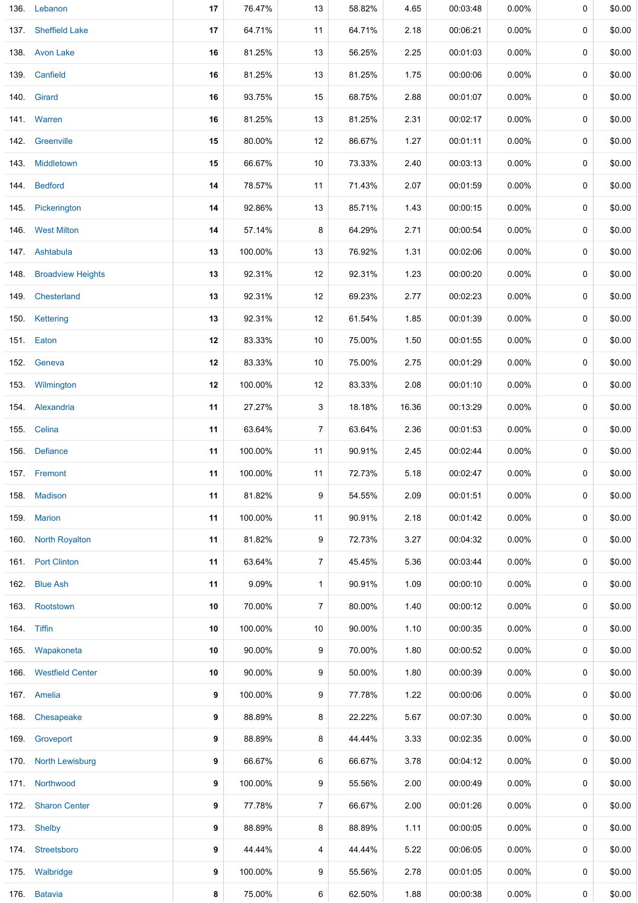| | | | | | | | | | |
|---|---|---|---|---|---|---|---|---|---|
| 136. | Lebanon | **17** | 76.47% | 13 | 58.82% | 4.65 | 00:03:48 | 0.00% | 0 | $0.00 |
| 137. | Sheffield Lake | **17** | 64.71% | 11 | 64.71% | 2.18 | 00:06:21 | 0.00% | 0 | $0.00 |
| 138. | Avon Lake | **16** | 81.25% | 13 | 56.25% | 2.25 | 00:01:03 | 0.00% | 0 | $0.00 |
| 139. | Canfield | **16** | 81.25% | 13 | 81.25% | 1.75 | 00:00:06 | 0.00% | 0 | $0.00 |
| 140. | Girard | **16** | 93.75% | 15 | 68.75% | 2.88 | 00:01:07 | 0.00% | 0 | $0.00 |
| 141. | Warren | **16** | 81.25% | 13 | 81.25% | 2.31 | 00:02:17 | 0.00% | 0 | $0.00 |
| 142. | Greenville | **15** | 80.00% | 12 | 86.67% | 1.27 | 00:01:11 | 0.00% | 0 | $0.00 |
| 143. | Middletown | **15** | 66.67% | 10 | 73.33% | 2.40 | 00:03:13 | 0.00% | 0 | $0.00 |
| 144. | Bedford | **14** | 78.57% | 11 | 71.43% | 2.07 | 00:01:59 | 0.00% | 0 | $0.00 |
| 145. | Pickerington | **14** | 92.86% | 13 | 85.71% | 1.43 | 00:00:15 | 0.00% | 0 | $0.00 |
| 146. | West Milton | **14** | 57.14% | 8 | 64.29% | 2.71 | 00:00:54 | 0.00% | 0 | $0.00 |
| 147. | Ashtabula | **13** | 100.00% | 13 | 76.92% | 1.31 | 00:02:06 | 0.00% | 0 | $0.00 |
| 148. | Broadview Heights | **13** | 92.31% | 12 | 92.31% | 1.23 | 00:00:20 | 0.00% | 0 | $0.00 |
| 149. | Chesterland | **13** | 92.31% | 12 | 69.23% | 2.77 | 00:02:23 | 0.00% | 0 | $0.00 |
| 150. | Kettering | **13** | 92.31% | 12 | 61.54% | 1.85 | 00:01:39 | 0.00% | 0 | $0.00 |
| 151. | Eaton | **12** | 83.33% | 10 | 75.00% | 1.50 | 00:01:55 | 0.00% | 0 | $0.00 |
| 152. | Geneva | **12** | 83.33% | 10 | 75.00% | 2.75 | 00:01:29 | 0.00% | 0 | $0.00 |
| 153. | Wilmington | **12** | 100.00% | 12 | 83.33% | 2.08 | 00:01:10 | 0.00% | 0 | $0.00 |
| 154. | Alexandria | **11** | 27.27% | 3 | 18.18% | 16.36 | 00:13:29 | 0.00% | 0 | $0.00 |
| 155. | Celina | **11** | 63.64% | 7 | 63.64% | 2.36 | 00:01:53 | 0.00% | 0 | $0.00 |
| 156. | Defiance | **11** | 100.00% | 11 | 90.91% | 2.45 | 00:02:44 | 0.00% | 0 | $0.00 |
| 157. | Fremont | **11** | 100.00% | 11 | 72.73% | 5.18 | 00:02:47 | 0.00% | 0 | $0.00 |
| 158. | Madison | **11** | 81.82% | 9 | 54.55% | 2.09 | 00:01:51 | 0.00% | 0 | $0.00 |
| 159. | Marion | **11** | 100.00% | 11 | 90.91% | 2.18 | 00:01:42 | 0.00% | 0 | $0.00 |
| 160. | North Royalton | **11** | 81.82% | 9 | 72.73% | 3.27 | 00:04:32 | 0.00% | 0 | $0.00 |
| 161. | Port Clinton | **11** | 63.64% | 7 | 45.45% | 5.36 | 00:03:44 | 0.00% | 0 | $0.00 |
| 162. | Blue Ash | **11** | 9.09% | 1 | 90.91% | 1.09 | 00:00:10 | 0.00% | 0 | $0.00 |
| 163. | Rootstown | **10** | 70.00% | 7 | 80.00% | 1.40 | 00:00:12 | 0.00% | 0 | $0.00 |
| 164. | Tiffin | **10** | 100.00% | 10 | 90.00% | 1.10 | 00:00:35 | 0.00% | 0 | $0.00 |
| 165. | Wapakoneta | **10** | 90.00% | 9 | 70.00% | 1.80 | 00:00:52 | 0.00% | 0 | $0.00 |
| 166. | Westfield Center | **10** | 90.00% | 9 | 50.00% | 1.80 | 00:00:39 | 0.00% | 0 | $0.00 |
| 167. | Amelia | **9** | 100.00% | 9 | 77.78% | 1.22 | 00:00:06 | 0.00% | 0 | $0.00 |
| 168. | Chesapeake | **9** | 88.89% | 8 | 22.22% | 5.67 | 00:07:30 | 0.00% | 0 | $0.00 |
| 169. | Groveport | **9** | 88.89% | 8 | 44.44% | 3.33 | 00:02:35 | 0.00% | 0 | $0.00 |
| 170. | North Lewisburg | **9** | 66.67% | 6 | 66.67% | 3.78 | 00:04:12 | 0.00% | 0 | $0.00 |
| 171. | Northwood | **9** | 100.00% | 9 | 55.56% | 2.00 | 00:00:49 | 0.00% | 0 | $0.00 |
| 172. | Sharon Center | **9** | 77.78% | 7 | 66.67% | 2.00 | 00:01:26 | 0.00% | 0 | $0.00 |
| 173. | Shelby | **9** | 88.89% | 8 | 88.89% | 1.11 | 00:00:05 | 0.00% | 0 | $0.00 |
| 174. | Streetsboro | **9** | 44.44% | 4 | 44.44% | 5.22 | 00:06:05 | 0.00% | 0 | $0.00 |
| 175. | Walbridge | **9** | 100.00% | 9 | 55.56% | 2.78 | 00:01:05 | 0.00% | 0 | $0.00 |
| 176. | Batavia | **8** | 75.00% | 6 | 62.50% | 1.88 | 00:00:38 | 0.00% | 0 | $0.00 |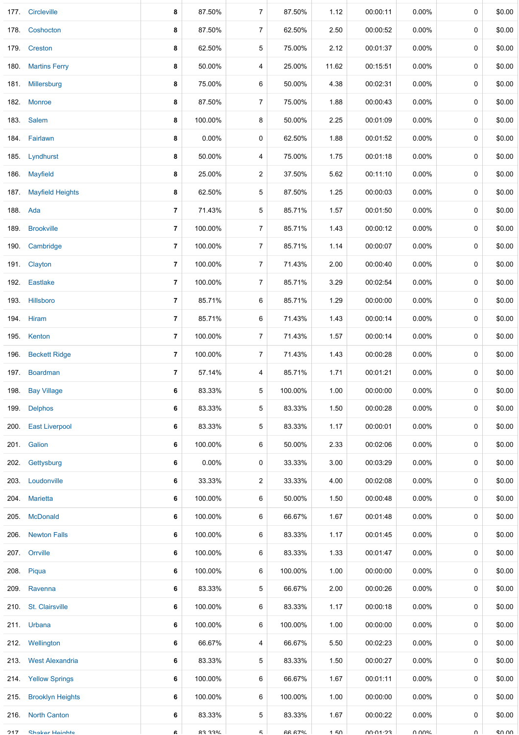| | | | | | | | | | | |
|---|---|---|---|---|---|---|---|---|---|---|
| 177. | Circleville | 8 | 87.50% | 7 | 87.50% | 1.12 | 00:00:11 | 0.00% | 0 | $0.00 |
| 178. | Coshocton | 8 | 87.50% | 7 | 62.50% | 2.50 | 00:00:52 | 0.00% | 0 | $0.00 |
| 179. | Creston | 8 | 62.50% | 5 | 75.00% | 2.12 | 00:01:37 | 0.00% | 0 | $0.00 |
| 180. | Martins Ferry | 8 | 50.00% | 4 | 25.00% | 11.62 | 00:15:51 | 0.00% | 0 | $0.00 |
| 181. | Millersburg | 8 | 75.00% | 6 | 50.00% | 4.38 | 00:02:31 | 0.00% | 0 | $0.00 |
| 182. | Monroe | 8 | 87.50% | 7 | 75.00% | 1.88 | 00:00:43 | 0.00% | 0 | $0.00 |
| 183. | Salem | 8 | 100.00% | 8 | 50.00% | 2.25 | 00:01:09 | 0.00% | 0 | $0.00 |
| 184. | Fairlawn | 8 | 0.00% | 0 | 62.50% | 1.88 | 00:01:52 | 0.00% | 0 | $0.00 |
| 185. | Lyndhurst | 8 | 50.00% | 4 | 75.00% | 1.75 | 00:01:18 | 0.00% | 0 | $0.00 |
| 186. | Mayfield | 8 | 25.00% | 2 | 37.50% | 5.62 | 00:11:10 | 0.00% | 0 | $0.00 |
| 187. | Mayfield Heights | 8 | 62.50% | 5 | 87.50% | 1.25 | 00:00:03 | 0.00% | 0 | $0.00 |
| 188. | Ada | 7 | 71.43% | 5 | 85.71% | 1.57 | 00:01:50 | 0.00% | 0 | $0.00 |
| 189. | Brookville | 7 | 100.00% | 7 | 85.71% | 1.43 | 00:00:12 | 0.00% | 0 | $0.00 |
| 190. | Cambridge | 7 | 100.00% | 7 | 85.71% | 1.14 | 00:00:07 | 0.00% | 0 | $0.00 |
| 191. | Clayton | 7 | 100.00% | 7 | 71.43% | 2.00 | 00:00:40 | 0.00% | 0 | $0.00 |
| 192. | Eastlake | 7 | 100.00% | 7 | 85.71% | 3.29 | 00:02:54 | 0.00% | 0 | $0.00 |
| 193. | Hillsboro | 7 | 85.71% | 6 | 85.71% | 1.29 | 00:00:00 | 0.00% | 0 | $0.00 |
| 194. | Hiram | 7 | 85.71% | 6 | 71.43% | 1.43 | 00:00:14 | 0.00% | 0 | $0.00 |
| 195. | Kenton | 7 | 100.00% | 7 | 71.43% | 1.57 | 00:00:14 | 0.00% | 0 | $0.00 |
| 196. | Beckett Ridge | 7 | 100.00% | 7 | 71.43% | 1.43 | 00:00:28 | 0.00% | 0 | $0.00 |
| 197. | Boardman | 7 | 57.14% | 4 | 85.71% | 1.71 | 00:01:21 | 0.00% | 0 | $0.00 |
| 198. | Bay Village | 6 | 83.33% | 5 | 100.00% | 1.00 | 00:00:00 | 0.00% | 0 | $0.00 |
| 199. | Delphos | 6 | 83.33% | 5 | 83.33% | 1.50 | 00:00:28 | 0.00% | 0 | $0.00 |
| 200. | East Liverpool | 6 | 83.33% | 5 | 83.33% | 1.17 | 00:00:01 | 0.00% | 0 | $0.00 |
| 201. | Galion | 6 | 100.00% | 6 | 50.00% | 2.33 | 00:02:06 | 0.00% | 0 | $0.00 |
| 202. | Gettysburg | 6 | 0.00% | 0 | 33.33% | 3.00 | 00:03:29 | 0.00% | 0 | $0.00 |
| 203. | Loudonville | 6 | 33.33% | 2 | 33.33% | 4.00 | 00:02:08 | 0.00% | 0 | $0.00 |
| 204. | Marietta | 6 | 100.00% | 6 | 50.00% | 1.50 | 00:00:48 | 0.00% | 0 | $0.00 |
| 205. | McDonald | 6 | 100.00% | 6 | 66.67% | 1.67 | 00:01:48 | 0.00% | 0 | $0.00 |
| 206. | Newton Falls | 6 | 100.00% | 6 | 83.33% | 1.17 | 00:01:45 | 0.00% | 0 | $0.00 |
| 207. | Orrville | 6 | 100.00% | 6 | 83.33% | 1.33 | 00:01:47 | 0.00% | 0 | $0.00 |
| 208. | Piqua | 6 | 100.00% | 6 | 100.00% | 1.00 | 00:00:00 | 0.00% | 0 | $0.00 |
| 209. | Ravenna | 6 | 83.33% | 5 | 66.67% | 2.00 | 00:00:26 | 0.00% | 0 | $0.00 |
| 210. | St. Clairsville | 6 | 100.00% | 6 | 83.33% | 1.17 | 00:00:18 | 0.00% | 0 | $0.00 |
| 211. | Urbana | 6 | 100.00% | 6 | 100.00% | 1.00 | 00:00:00 | 0.00% | 0 | $0.00 |
| 212. | Wellington | 6 | 66.67% | 4 | 66.67% | 5.50 | 00:02:23 | 0.00% | 0 | $0.00 |
| 213. | West Alexandria | 6 | 83.33% | 5 | 83.33% | 1.50 | 00:00:27 | 0.00% | 0 | $0.00 |
| 214. | Yellow Springs | 6 | 100.00% | 6 | 66.67% | 1.67 | 00:01:11 | 0.00% | 0 | $0.00 |
| 215. | Brooklyn Heights | 6 | 100.00% | 6 | 100.00% | 1.00 | 00:00:00 | 0.00% | 0 | $0.00 |
| 216. | North Canton | 6 | 83.33% | 5 | 83.33% | 1.67 | 00:00:22 | 0.00% | 0 | $0.00 |
| 217. | Shaker Heights | 6 | 83.33% | 5 | 66.67% | 1.50 | 00:01:23 | 0.00% | 0 | $0.00 |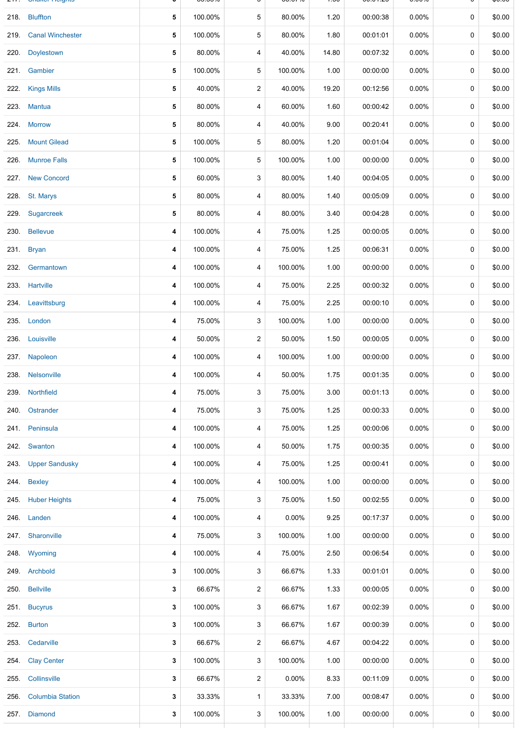| | | | | | | | | | | |
|---|---|---|---|---|---|---|---|---|---|---|
| 218. | Bluffton | 5 | 100.00% | 5 | 80.00% | 1.20 | 00:00:38 | 0.00% | 0 | $0.00 |
| 219. | Canal Winchester | 5 | 100.00% | 5 | 80.00% | 1.80 | 00:01:01 | 0.00% | 0 | $0.00 |
| 220. | Doylestown | 5 | 80.00% | 4 | 40.00% | 14.80 | 00:07:32 | 0.00% | 0 | $0.00 |
| 221. | Gambier | 5 | 100.00% | 5 | 100.00% | 1.00 | 00:00:00 | 0.00% | 0 | $0.00 |
| 222. | Kings Mills | 5 | 40.00% | 2 | 40.00% | 19.20 | 00:12:56 | 0.00% | 0 | $0.00 |
| 223. | Mantua | 5 | 80.00% | 4 | 60.00% | 1.60 | 00:00:42 | 0.00% | 0 | $0.00 |
| 224. | Morrow | 5 | 80.00% | 4 | 40.00% | 9.00 | 00:20:41 | 0.00% | 0 | $0.00 |
| 225. | Mount Gilead | 5 | 100.00% | 5 | 80.00% | 1.20 | 00:01:04 | 0.00% | 0 | $0.00 |
| 226. | Munroe Falls | 5 | 100.00% | 5 | 100.00% | 1.00 | 00:00:00 | 0.00% | 0 | $0.00 |
| 227. | New Concord | 5 | 60.00% | 3 | 80.00% | 1.40 | 00:04:05 | 0.00% | 0 | $0.00 |
| 228. | St. Marys | 5 | 80.00% | 4 | 80.00% | 1.40 | 00:05:09 | 0.00% | 0 | $0.00 |
| 229. | Sugarcreek | 5 | 80.00% | 4 | 80.00% | 3.40 | 00:04:28 | 0.00% | 0 | $0.00 |
| 230. | Bellevue | 4 | 100.00% | 4 | 75.00% | 1.25 | 00:00:05 | 0.00% | 0 | $0.00 |
| 231. | Bryan | 4 | 100.00% | 4 | 75.00% | 1.25 | 00:06:31 | 0.00% | 0 | $0.00 |
| 232. | Germantown | 4 | 100.00% | 4 | 100.00% | 1.00 | 00:00:00 | 0.00% | 0 | $0.00 |
| 233. | Hartville | 4 | 100.00% | 4 | 75.00% | 2.25 | 00:00:32 | 0.00% | 0 | $0.00 |
| 234. | Leavittsburg | 4 | 100.00% | 4 | 75.00% | 2.25 | 00:00:10 | 0.00% | 0 | $0.00 |
| 235. | London | 4 | 75.00% | 3 | 100.00% | 1.00 | 00:00:00 | 0.00% | 0 | $0.00 |
| 236. | Louisville | 4 | 50.00% | 2 | 50.00% | 1.50 | 00:00:05 | 0.00% | 0 | $0.00 |
| 237. | Napoleon | 4 | 100.00% | 4 | 100.00% | 1.00 | 00:00:00 | 0.00% | 0 | $0.00 |
| 238. | Nelsonville | 4 | 100.00% | 4 | 50.00% | 1.75 | 00:01:35 | 0.00% | 0 | $0.00 |
| 239. | Northfield | 4 | 75.00% | 3 | 75.00% | 3.00 | 00:01:13 | 0.00% | 0 | $0.00 |
| 240. | Ostrander | 4 | 75.00% | 3 | 75.00% | 1.25 | 00:00:33 | 0.00% | 0 | $0.00 |
| 241. | Peninsula | 4 | 100.00% | 4 | 75.00% | 1.25 | 00:00:06 | 0.00% | 0 | $0.00 |
| 242. | Swanton | 4 | 100.00% | 4 | 50.00% | 1.75 | 00:00:35 | 0.00% | 0 | $0.00 |
| 243. | Upper Sandusky | 4 | 100.00% | 4 | 75.00% | 1.25 | 00:00:41 | 0.00% | 0 | $0.00 |
| 244. | Bexley | 4 | 100.00% | 4 | 100.00% | 1.00 | 00:00:00 | 0.00% | 0 | $0.00 |
| 245. | Huber Heights | 4 | 75.00% | 3 | 75.00% | 1.50 | 00:02:55 | 0.00% | 0 | $0.00 |
| 246. | Landen | 4 | 100.00% | 4 | 0.00% | 9.25 | 00:17:37 | 0.00% | 0 | $0.00 |
| 247. | Sharonville | 4 | 75.00% | 3 | 100.00% | 1.00 | 00:00:00 | 0.00% | 0 | $0.00 |
| 248. | Wyoming | 4 | 100.00% | 4 | 75.00% | 2.50 | 00:06:54 | 0.00% | 0 | $0.00 |
| 249. | Archbold | 3 | 100.00% | 3 | 66.67% | 1.33 | 00:01:01 | 0.00% | 0 | $0.00 |
| 250. | Bellville | 3 | 66.67% | 2 | 66.67% | 1.33 | 00:00:05 | 0.00% | 0 | $0.00 |
| 251. | Bucyrus | 3 | 100.00% | 3 | 66.67% | 1.67 | 00:02:39 | 0.00% | 0 | $0.00 |
| 252. | Burton | 3 | 100.00% | 3 | 66.67% | 1.67 | 00:00:39 | 0.00% | 0 | $0.00 |
| 253. | Cedarville | 3 | 66.67% | 2 | 66.67% | 4.67 | 00:04:22 | 0.00% | 0 | $0.00 |
| 254. | Clay Center | 3 | 100.00% | 3 | 100.00% | 1.00 | 00:00:00 | 0.00% | 0 | $0.00 |
| 255. | Collinsville | 3 | 66.67% | 2 | 0.00% | 8.33 | 00:11:09 | 0.00% | 0 | $0.00 |
| 256. | Columbia Station | 3 | 33.33% | 1 | 33.33% | 7.00 | 00:08:47 | 0.00% | 0 | $0.00 |
| 257. | Diamond | 3 | 100.00% | 3 | 100.00% | 1.00 | 00:00:00 | 0.00% | 0 | $0.00 |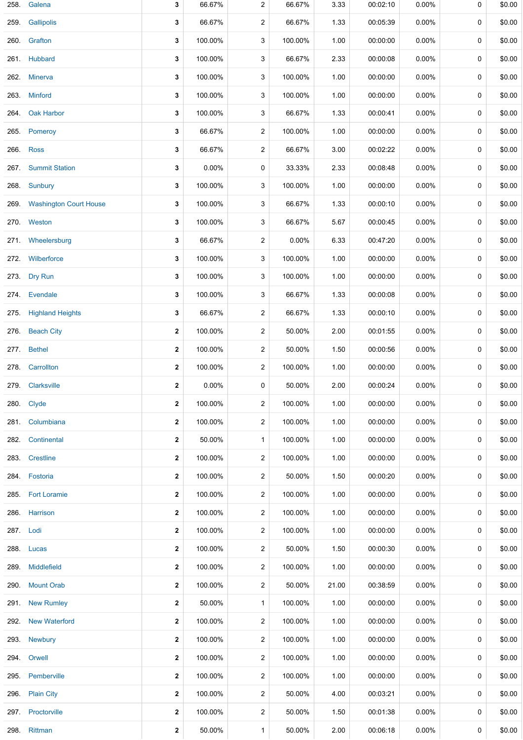| | | | | | | | | | | |
|---|---|---|---|---|---|---|---|---|---|---|
| 258. | Galena | 3 | 66.67% | 2 | 66.67% | 3.33 | 00:02:10 | 0.00% | 0 | $0.00 |
| 259. | Gallipolis | 3 | 66.67% | 2 | 66.67% | 1.33 | 00:05:39 | 0.00% | 0 | $0.00 |
| 260. | Grafton | 3 | 100.00% | 3 | 100.00% | 1.00 | 00:00:00 | 0.00% | 0 | $0.00 |
| 261. | Hubbard | 3 | 100.00% | 3 | 66.67% | 2.33 | 00:00:08 | 0.00% | 0 | $0.00 |
| 262. | Minerva | 3 | 100.00% | 3 | 100.00% | 1.00 | 00:00:00 | 0.00% | 0 | $0.00 |
| 263. | Minford | 3 | 100.00% | 3 | 100.00% | 1.00 | 00:00:00 | 0.00% | 0 | $0.00 |
| 264. | Oak Harbor | 3 | 100.00% | 3 | 66.67% | 1.33 | 00:00:41 | 0.00% | 0 | $0.00 |
| 265. | Pomeroy | 3 | 66.67% | 2 | 100.00% | 1.00 | 00:00:00 | 0.00% | 0 | $0.00 |
| 266. | Ross | 3 | 66.67% | 2 | 66.67% | 3.00 | 00:02:22 | 0.00% | 0 | $0.00 |
| 267. | Summit Station | 3 | 0.00% | 0 | 33.33% | 2.33 | 00:08:48 | 0.00% | 0 | $0.00 |
| 268. | Sunbury | 3 | 100.00% | 3 | 100.00% | 1.00 | 00:00:00 | 0.00% | 0 | $0.00 |
| 269. | Washington Court House | 3 | 100.00% | 3 | 66.67% | 1.33 | 00:00:10 | 0.00% | 0 | $0.00 |
| 270. | Weston | 3 | 100.00% | 3 | 66.67% | 5.67 | 00:00:45 | 0.00% | 0 | $0.00 |
| 271. | Wheelersburg | 3 | 66.67% | 2 | 0.00% | 6.33 | 00:47:20 | 0.00% | 0 | $0.00 |
| 272. | Wilberforce | 3 | 100.00% | 3 | 100.00% | 1.00 | 00:00:00 | 0.00% | 0 | $0.00 |
| 273. | Dry Run | 3 | 100.00% | 3 | 100.00% | 1.00 | 00:00:00 | 0.00% | 0 | $0.00 |
| 274. | Evendale | 3 | 100.00% | 3 | 66.67% | 1.33 | 00:00:08 | 0.00% | 0 | $0.00 |
| 275. | Highland Heights | 3 | 66.67% | 2 | 66.67% | 1.33 | 00:00:10 | 0.00% | 0 | $0.00 |
| 276. | Beach City | 2 | 100.00% | 2 | 50.00% | 2.00 | 00:01:55 | 0.00% | 0 | $0.00 |
| 277. | Bethel | 2 | 100.00% | 2 | 50.00% | 1.50 | 00:00:56 | 0.00% | 0 | $0.00 |
| 278. | Carrollton | 2 | 100.00% | 2 | 100.00% | 1.00 | 00:00:00 | 0.00% | 0 | $0.00 |
| 279. | Clarksville | 2 | 0.00% | 0 | 50.00% | 2.00 | 00:00:24 | 0.00% | 0 | $0.00 |
| 280. | Clyde | 2 | 100.00% | 2 | 100.00% | 1.00 | 00:00:00 | 0.00% | 0 | $0.00 |
| 281. | Columbiana | 2 | 100.00% | 2 | 100.00% | 1.00 | 00:00:00 | 0.00% | 0 | $0.00 |
| 282. | Continental | 2 | 50.00% | 1 | 100.00% | 1.00 | 00:00:00 | 0.00% | 0 | $0.00 |
| 283. | Crestline | 2 | 100.00% | 2 | 100.00% | 1.00 | 00:00:00 | 0.00% | 0 | $0.00 |
| 284. | Fostoria | 2 | 100.00% | 2 | 50.00% | 1.50 | 00:00:20 | 0.00% | 0 | $0.00 |
| 285. | Fort Loramie | 2 | 100.00% | 2 | 100.00% | 1.00 | 00:00:00 | 0.00% | 0 | $0.00 |
| 286. | Harrison | 2 | 100.00% | 2 | 100.00% | 1.00 | 00:00:00 | 0.00% | 0 | $0.00 |
| 287. | Lodi | 2 | 100.00% | 2 | 100.00% | 1.00 | 00:00:00 | 0.00% | 0 | $0.00 |
| 288. | Lucas | 2 | 100.00% | 2 | 50.00% | 1.50 | 00:00:30 | 0.00% | 0 | $0.00 |
| 289. | Middlefield | 2 | 100.00% | 2 | 100.00% | 1.00 | 00:00:00 | 0.00% | 0 | $0.00 |
| 290. | Mount Orab | 2 | 100.00% | 2 | 50.00% | 21.00 | 00:38:59 | 0.00% | 0 | $0.00 |
| 291. | New Rumley | 2 | 50.00% | 1 | 100.00% | 1.00 | 00:00:00 | 0.00% | 0 | $0.00 |
| 292. | New Waterford | 2 | 100.00% | 2 | 100.00% | 1.00 | 00:00:00 | 0.00% | 0 | $0.00 |
| 293. | Newbury | 2 | 100.00% | 2 | 100.00% | 1.00 | 00:00:00 | 0.00% | 0 | $0.00 |
| 294. | Orwell | 2 | 100.00% | 2 | 100.00% | 1.00 | 00:00:00 | 0.00% | 0 | $0.00 |
| 295. | Pemberville | 2 | 100.00% | 2 | 100.00% | 1.00 | 00:00:00 | 0.00% | 0 | $0.00 |
| 296. | Plain City | 2 | 100.00% | 2 | 50.00% | 4.00 | 00:03:21 | 0.00% | 0 | $0.00 |
| 297. | Proctorville | 2 | 100.00% | 2 | 50.00% | 1.50 | 00:01:38 | 0.00% | 0 | $0.00 |
| 298. | Rittman | 2 | 50.00% | 1 | 50.00% | 2.00 | 00:06:18 | 0.00% | 0 | $0.00 |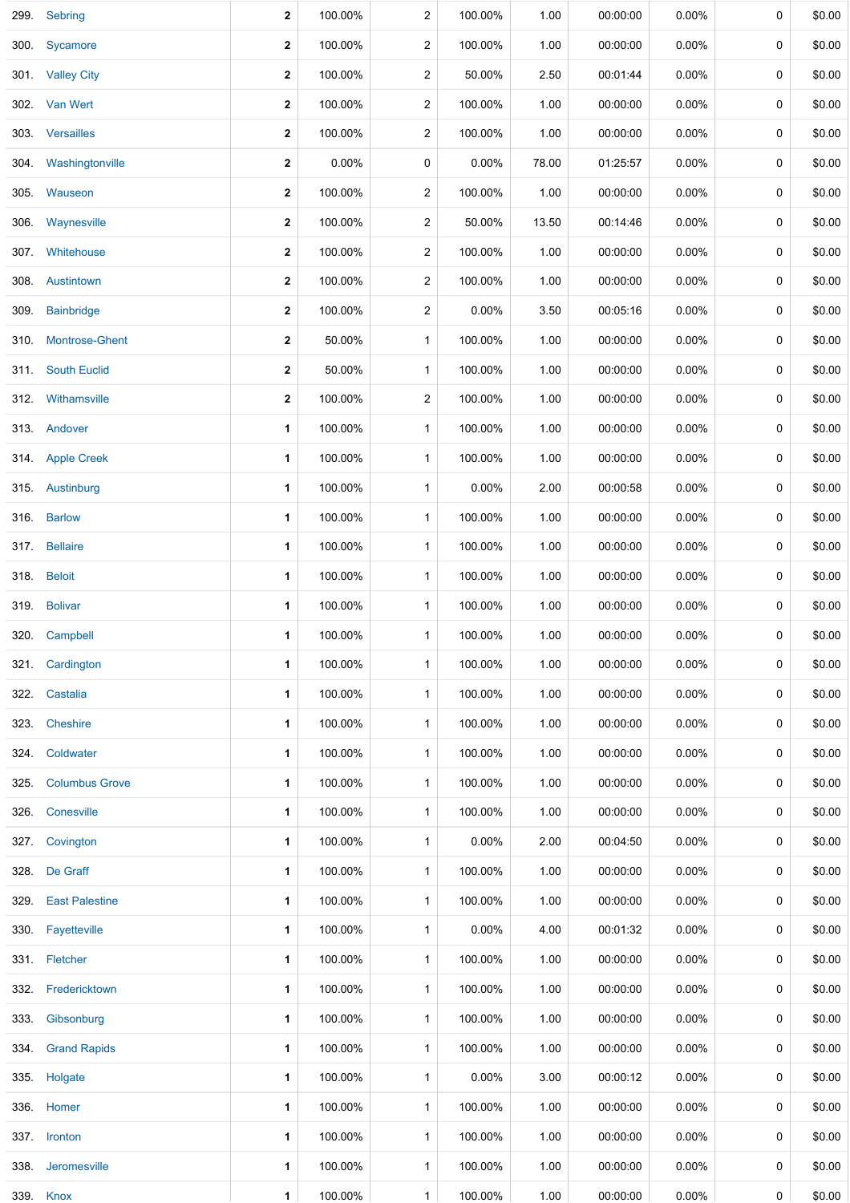|  |  |  |  |  |  |  |  |  |  |
|---|---|---|---|---|---|---|---|---|---|
| 299. | Sebring | **2** | 100.00% | 2 | 100.00% | 1.00 | 00:00:00 | 0.00% | 0 | $0.00 |
| 300. | Sycamore | **2** | 100.00% | 2 | 100.00% | 1.00 | 00:00:00 | 0.00% | 0 | $0.00 |
| 301. | Valley City | **2** | 100.00% | 2 | 50.00% | 2.50 | 00:01:44 | 0.00% | 0 | $0.00 |
| 302. | Van Wert | **2** | 100.00% | 2 | 100.00% | 1.00 | 00:00:00 | 0.00% | 0 | $0.00 |
| 303. | Versailles | **2** | 100.00% | 2 | 100.00% | 1.00 | 00:00:00 | 0.00% | 0 | $0.00 |
| 304. | Washingtonville | **2** | 0.00% | 0 | 0.00% | 78.00 | 01:25:57 | 0.00% | 0 | $0.00 |
| 305. | Wauseon | **2** | 100.00% | 2 | 100.00% | 1.00 | 00:00:00 | 0.00% | 0 | $0.00 |
| 306. | Waynesville | **2** | 100.00% | 2 | 50.00% | 13.50 | 00:14:46 | 0.00% | 0 | $0.00 |
| 307. | Whitehouse | **2** | 100.00% | 2 | 100.00% | 1.00 | 00:00:00 | 0.00% | 0 | $0.00 |
| 308. | Austintown | **2** | 100.00% | 2 | 100.00% | 1.00 | 00:00:00 | 0.00% | 0 | $0.00 |
| 309. | Bainbridge | **2** | 100.00% | 2 | 0.00% | 3.50 | 00:05:16 | 0.00% | 0 | $0.00 |
| 310. | Montrose-Ghent | **2** | 50.00% | 1 | 100.00% | 1.00 | 00:00:00 | 0.00% | 0 | $0.00 |
| 311. | South Euclid | **2** | 50.00% | 1 | 100.00% | 1.00 | 00:00:00 | 0.00% | 0 | $0.00 |
| 312. | Withamsville | **2** | 100.00% | 2 | 100.00% | 1.00 | 00:00:00 | 0.00% | 0 | $0.00 |
| 313. | Andover | **1** | 100.00% | 1 | 100.00% | 1.00 | 00:00:00 | 0.00% | 0 | $0.00 |
| 314. | Apple Creek | **1** | 100.00% | 1 | 100.00% | 1.00 | 00:00:00 | 0.00% | 0 | $0.00 |
| 315. | Austinburg | **1** | 100.00% | 1 | 0.00% | 2.00 | 00:00:58 | 0.00% | 0 | $0.00 |
| 316. | Barlow | **1** | 100.00% | 1 | 100.00% | 1.00 | 00:00:00 | 0.00% | 0 | $0.00 |
| 317. | Bellaire | **1** | 100.00% | 1 | 100.00% | 1.00 | 00:00:00 | 0.00% | 0 | $0.00 |
| 318. | Beloit | **1** | 100.00% | 1 | 100.00% | 1.00 | 00:00:00 | 0.00% | 0 | $0.00 |
| 319. | Bolivar | **1** | 100.00% | 1 | 100.00% | 1.00 | 00:00:00 | 0.00% | 0 | $0.00 |
| 320. | Campbell | **1** | 100.00% | 1 | 100.00% | 1.00 | 00:00:00 | 0.00% | 0 | $0.00 |
| 321. | Cardington | **1** | 100.00% | 1 | 100.00% | 1.00 | 00:00:00 | 0.00% | 0 | $0.00 |
| 322. | Castalia | **1** | 100.00% | 1 | 100.00% | 1.00 | 00:00:00 | 0.00% | 0 | $0.00 |
| 323. | Cheshire | **1** | 100.00% | 1 | 100.00% | 1.00 | 00:00:00 | 0.00% | 0 | $0.00 |
| 324. | Coldwater | **1** | 100.00% | 1 | 100.00% | 1.00 | 00:00:00 | 0.00% | 0 | $0.00 |
| 325. | Columbus Grove | **1** | 100.00% | 1 | 100.00% | 1.00 | 00:00:00 | 0.00% | 0 | $0.00 |
| 326. | Conesville | **1** | 100.00% | 1 | 100.00% | 1.00 | 00:00:00 | 0.00% | 0 | $0.00 |
| 327. | Covington | **1** | 100.00% | 1 | 0.00% | 2.00 | 00:04:50 | 0.00% | 0 | $0.00 |
| 328. | De Graff | **1** | 100.00% | 1 | 100.00% | 1.00 | 00:00:00 | 0.00% | 0 | $0.00 |
| 329. | East Palestine | **1** | 100.00% | 1 | 100.00% | 1.00 | 00:00:00 | 0.00% | 0 | $0.00 |
| 330. | Fayetteville | **1** | 100.00% | 1 | 0.00% | 4.00 | 00:01:32 | 0.00% | 0 | $0.00 |
| 331. | Fletcher | **1** | 100.00% | 1 | 100.00% | 1.00 | 00:00:00 | 0.00% | 0 | $0.00 |
| 332. | Fredericktown | **1** | 100.00% | 1 | 100.00% | 1.00 | 00:00:00 | 0.00% | 0 | $0.00 |
| 333. | Gibsonburg | **1** | 100.00% | 1 | 100.00% | 1.00 | 00:00:00 | 0.00% | 0 | $0.00 |
| 334. | Grand Rapids | **1** | 100.00% | 1 | 100.00% | 1.00 | 00:00:00 | 0.00% | 0 | $0.00 |
| 335. | Holgate | **1** | 100.00% | 1 | 0.00% | 3.00 | 00:00:12 | 0.00% | 0 | $0.00 |
| 336. | Homer | **1** | 100.00% | 1 | 100.00% | 1.00 | 00:00:00 | 0.00% | 0 | $0.00 |
| 337. | Ironton | **1** | 100.00% | 1 | 100.00% | 1.00 | 00:00:00 | 0.00% | 0 | $0.00 |
| 338. | Jeromesville | **1** | 100.00% | 1 | 100.00% | 1.00 | 00:00:00 | 0.00% | 0 | $0.00 |
| 339. | Knox | **1** | 100.00% | 1 | 100.00% | 1.00 | 00:00:00 | 0.00% | 0 | $0.00 |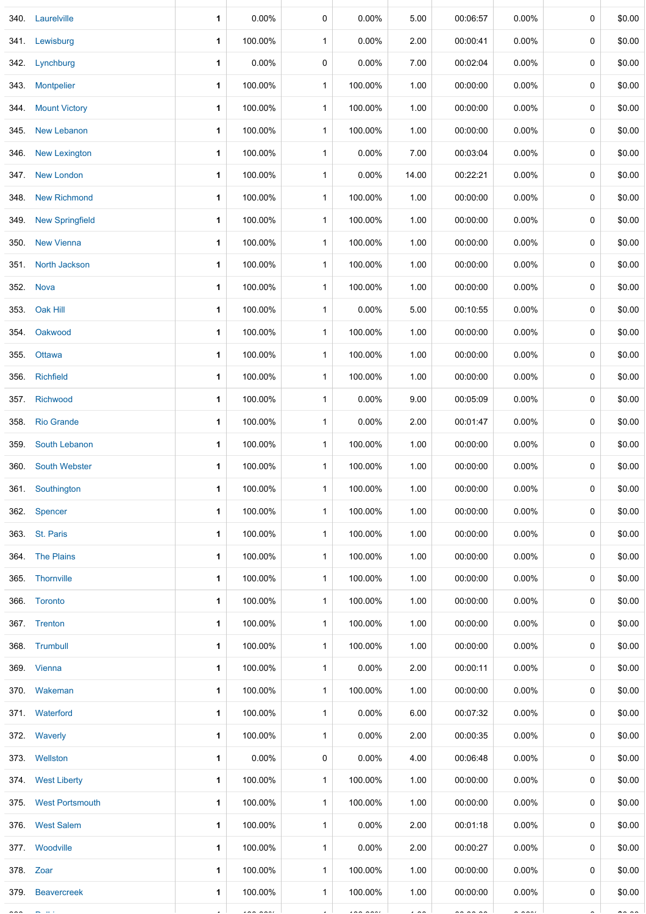| | | | | | | | | | | |
|---|---|---|---|---|---|---|---|---|---|---|
| 340. | Laurelville | **1** | 0.00% | 0 | 0.00% | 5.00 | 00:06:57 | 0.00% | 0 | $0.00 |
| 341. | Lewisburg | **1** | 100.00% | 1 | 0.00% | 2.00 | 00:00:41 | 0.00% | 0 | $0.00 |
| 342. | Lynchburg | **1** | 0.00% | 0 | 0.00% | 7.00 | 00:02:04 | 0.00% | 0 | $0.00 |
| 343. | Montpelier | **1** | 100.00% | 1 | 100.00% | 1.00 | 00:00:00 | 0.00% | 0 | $0.00 |
| 344. | Mount Victory | **1** | 100.00% | 1 | 100.00% | 1.00 | 00:00:00 | 0.00% | 0 | $0.00 |
| 345. | New Lebanon | **1** | 100.00% | 1 | 100.00% | 1.00 | 00:00:00 | 0.00% | 0 | $0.00 |
| 346. | New Lexington | **1** | 100.00% | 1 | 0.00% | 7.00 | 00:03:04 | 0.00% | 0 | $0.00 |
| 347. | New London | **1** | 100.00% | 1 | 0.00% | 14.00 | 00:22:21 | 0.00% | 0 | $0.00 |
| 348. | New Richmond | **1** | 100.00% | 1 | 100.00% | 1.00 | 00:00:00 | 0.00% | 0 | $0.00 |
| 349. | New Springfield | **1** | 100.00% | 1 | 100.00% | 1.00 | 00:00:00 | 0.00% | 0 | $0.00 |
| 350. | New Vienna | **1** | 100.00% | 1 | 100.00% | 1.00 | 00:00:00 | 0.00% | 0 | $0.00 |
| 351. | North Jackson | **1** | 100.00% | 1 | 100.00% | 1.00 | 00:00:00 | 0.00% | 0 | $0.00 |
| 352. | Nova | **1** | 100.00% | 1 | 100.00% | 1.00 | 00:00:00 | 0.00% | 0 | $0.00 |
| 353. | Oak Hill | **1** | 100.00% | 1 | 0.00% | 5.00 | 00:10:55 | 0.00% | 0 | $0.00 |
| 354. | Oakwood | **1** | 100.00% | 1 | 100.00% | 1.00 | 00:00:00 | 0.00% | 0 | $0.00 |
| 355. | Ottawa | **1** | 100.00% | 1 | 100.00% | 1.00 | 00:00:00 | 0.00% | 0 | $0.00 |
| 356. | Richfield | **1** | 100.00% | 1 | 100.00% | 1.00 | 00:00:00 | 0.00% | 0 | $0.00 |
| 357. | Richwood | **1** | 100.00% | 1 | 0.00% | 9.00 | 00:05:09 | 0.00% | 0 | $0.00 |
| 358. | Rio Grande | **1** | 100.00% | 1 | 0.00% | 2.00 | 00:01:47 | 0.00% | 0 | $0.00 |
| 359. | South Lebanon | **1** | 100.00% | 1 | 100.00% | 1.00 | 00:00:00 | 0.00% | 0 | $0.00 |
| 360. | South Webster | **1** | 100.00% | 1 | 100.00% | 1.00 | 00:00:00 | 0.00% | 0 | $0.00 |
| 361. | Southington | **1** | 100.00% | 1 | 100.00% | 1.00 | 00:00:00 | 0.00% | 0 | $0.00 |
| 362. | Spencer | **1** | 100.00% | 1 | 100.00% | 1.00 | 00:00:00 | 0.00% | 0 | $0.00 |
| 363. | St. Paris | **1** | 100.00% | 1 | 100.00% | 1.00 | 00:00:00 | 0.00% | 0 | $0.00 |
| 364. | The Plains | **1** | 100.00% | 1 | 100.00% | 1.00 | 00:00:00 | 0.00% | 0 | $0.00 |
| 365. | Thornville | **1** | 100.00% | 1 | 100.00% | 1.00 | 00:00:00 | 0.00% | 0 | $0.00 |
| 366. | Toronto | **1** | 100.00% | 1 | 100.00% | 1.00 | 00:00:00 | 0.00% | 0 | $0.00 |
| 367. | Trenton | **1** | 100.00% | 1 | 100.00% | 1.00 | 00:00:00 | 0.00% | 0 | $0.00 |
| 368. | Trumbull | **1** | 100.00% | 1 | 100.00% | 1.00 | 00:00:00 | 0.00% | 0 | $0.00 |
| 369. | Vienna | **1** | 100.00% | 1 | 0.00% | 2.00 | 00:00:11 | 0.00% | 0 | $0.00 |
| 370. | Wakeman | **1** | 100.00% | 1 | 100.00% | 1.00 | 00:00:00 | 0.00% | 0 | $0.00 |
| 371. | Waterford | **1** | 100.00% | 1 | 0.00% | 6.00 | 00:07:32 | 0.00% | 0 | $0.00 |
| 372. | Waverly | **1** | 100.00% | 1 | 0.00% | 2.00 | 00:00:35 | 0.00% | 0 | $0.00 |
| 373. | Wellston | **1** | 0.00% | 0 | 0.00% | 4.00 | 00:06:48 | 0.00% | 0 | $0.00 |
| 374. | West Liberty | **1** | 100.00% | 1 | 100.00% | 1.00 | 00:00:00 | 0.00% | 0 | $0.00 |
| 375. | West Portsmouth | **1** | 100.00% | 1 | 100.00% | 1.00 | 00:00:00 | 0.00% | 0 | $0.00 |
| 376. | West Salem | **1** | 100.00% | 1 | 0.00% | 2.00 | 00:01:18 | 0.00% | 0 | $0.00 |
| 377. | Woodville | **1** | 100.00% | 1 | 0.00% | 2.00 | 00:00:27 | 0.00% | 0 | $0.00 |
| 378. | Zoar | **1** | 100.00% | 1 | 100.00% | 1.00 | 00:00:00 | 0.00% | 0 | $0.00 |
| 379. | Beavercreek | **1** | 100.00% | 1 | 100.00% | 1.00 | 00:00:00 | 0.00% | 0 | $0.00 |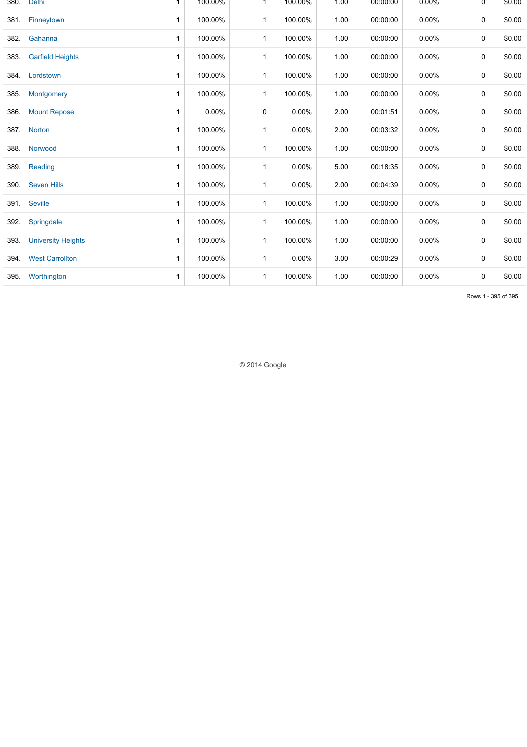| | | | | | | | | | |
|---|---|---|---|---|---|---|---|---|---|
| 380. | Delhi | 1 | 100.00% | 1 | 100.00% | 1.00 | 00:00:00 | 0.00% | 0 | $0.00 |
| 381. | Finneytown | 1 | 100.00% | 1 | 100.00% | 1.00 | 00:00:00 | 0.00% | 0 | $0.00 |
| 382. | Gahanna | 1 | 100.00% | 1 | 100.00% | 1.00 | 00:00:00 | 0.00% | 0 | $0.00 |
| 383. | Garfield Heights | 1 | 100.00% | 1 | 100.00% | 1.00 | 00:00:00 | 0.00% | 0 | $0.00 |
| 384. | Lordstown | 1 | 100.00% | 1 | 100.00% | 1.00 | 00:00:00 | 0.00% | 0 | $0.00 |
| 385. | Montgomery | 1 | 100.00% | 1 | 100.00% | 1.00 | 00:00:00 | 0.00% | 0 | $0.00 |
| 386. | Mount Repose | 1 | 0.00% | 0 | 0.00% | 2.00 | 00:01:51 | 0.00% | 0 | $0.00 |
| 387. | Norton | 1 | 100.00% | 1 | 0.00% | 2.00 | 00:03:32 | 0.00% | 0 | $0.00 |
| 388. | Norwood | 1 | 100.00% | 1 | 100.00% | 1.00 | 00:00:00 | 0.00% | 0 | $0.00 |
| 389. | Reading | 1 | 100.00% | 1 | 0.00% | 5.00 | 00:18:35 | 0.00% | 0 | $0.00 |
| 390. | Seven Hills | 1 | 100.00% | 1 | 0.00% | 2.00 | 00:04:39 | 0.00% | 0 | $0.00 |
| 391. | Seville | 1 | 100.00% | 1 | 100.00% | 1.00 | 00:00:00 | 0.00% | 0 | $0.00 |
| 392. | Springdale | 1 | 100.00% | 1 | 100.00% | 1.00 | 00:00:00 | 0.00% | 0 | $0.00 |
| 393. | University Heights | 1 | 100.00% | 1 | 100.00% | 1.00 | 00:00:00 | 0.00% | 0 | $0.00 |
| 394. | West Carrollton | 1 | 100.00% | 1 | 0.00% | 3.00 | 00:00:29 | 0.00% | 0 | $0.00 |
| 395. | Worthington | 1 | 100.00% | 1 | 100.00% | 1.00 | 00:00:00 | 0.00% | 0 | $0.00 |

Rows 1 - 395 of 395

© 2014 Google